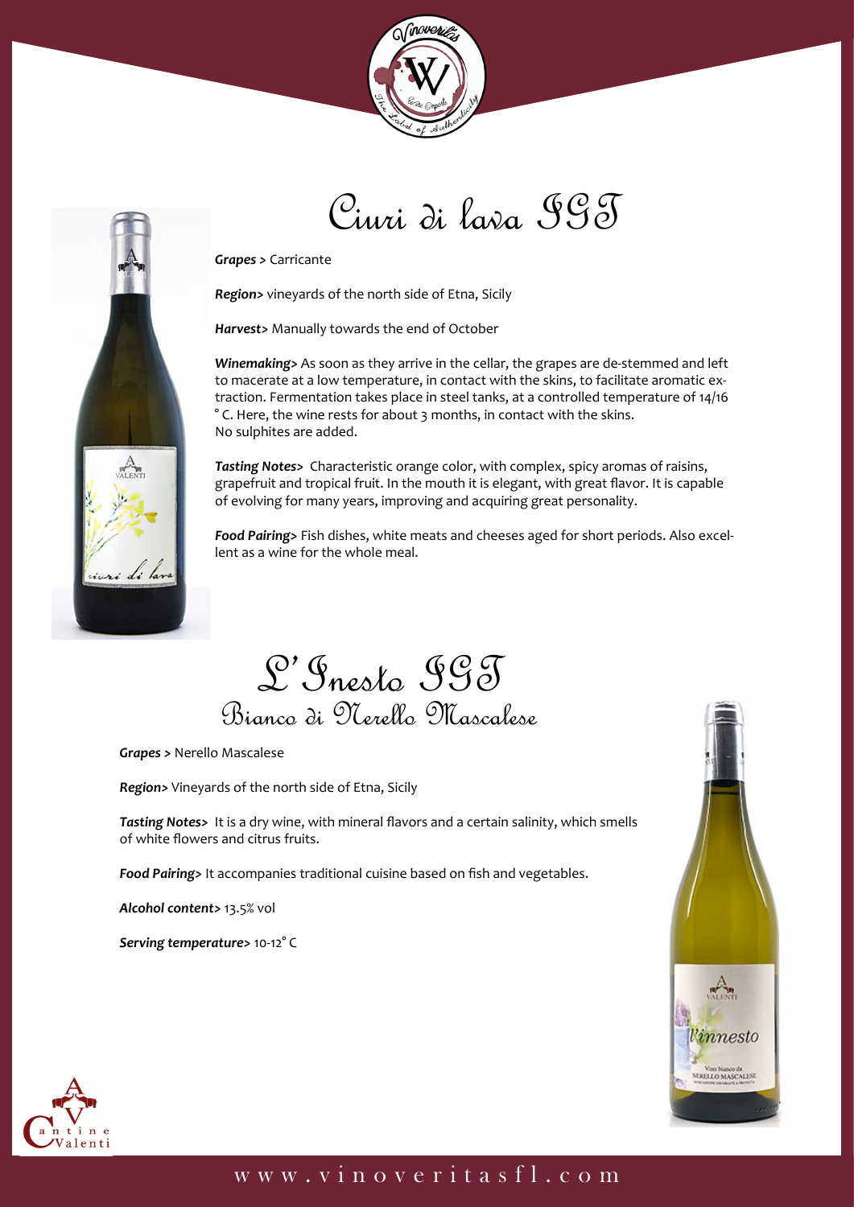# Ciuri di lava IGT

***Grapes >*** Carricante

***Region>*** vineyards of the north side of Etna, Sicily

***Harvest>*** Manually towards the end of October

***Winemaking>*** As soon as they arrive in the cellar, the grapes are de-stemmed and left to macerate at a low temperature, in contact with the skins, to facilitate aromatic extraction. Fermentation takes place in steel tanks, at a controlled temperature of 14/16 ° C. Here, the wine rests for about 3 months, in contact with the skins.
No sulphites are added.

***Tasting Notes>*** Characteristic orange color, with complex, spicy aromas of raisins, grapefruit and tropical fruit. In the mouth it is elegant, with great flavor. It is capable of evolving for many years, improving and acquiring great personality.

***Food Pairing>*** Fish dishes, white meats and cheeses aged for short periods. Also excellent as a wine for the whole meal.

# L'Inesto IGT
## Bianco di Nerello Mascalese

***Grapes >*** Nerello Mascalese

***Region>*** Vineyards of the north side of Etna, Sicily

***Tasting Notes>*** It is a dry wine, with mineral flavors and a certain salinity, which smells of white flowers and citrus fruits.

***Food Pairing>*** It accompanies traditional cuisine based on fish and vegetables.

***Alcohol content>*** 13.5% vol

***Serving temperature>*** 10-12° C

www.vinoveritasfl.com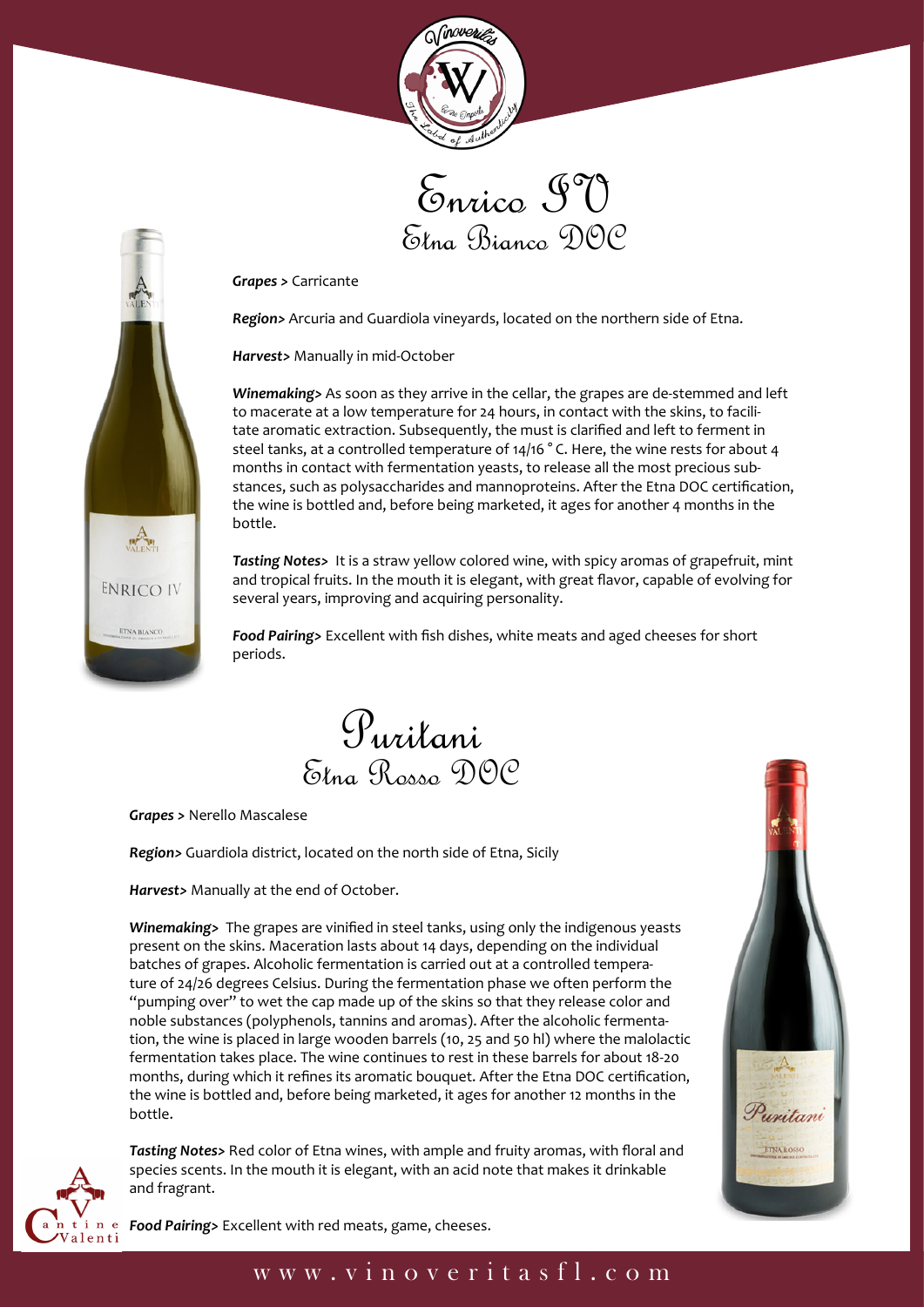# Enrico IV
## Etna Bianco DOC

***Grapes >*** Carricante

***Region>*** Arcuria and Guardiola vineyards, located on the northern side of Etna.

***Harvest>*** Manually in mid-October

***Winemaking>*** As soon as they arrive in the cellar, the grapes are de-stemmed and left to macerate at a low temperature for 24 hours, in contact with the skins, to facilitate aromatic extraction. Subsequently, the must is clarified and left to ferment in steel tanks, at a controlled temperature of 14/16 ° C. Here, the wine rests for about 4 months in contact with fermentation yeasts, to release all the most precious substances, such as polysaccharides and mannoproteins. After the Etna DOC certification, the wine is bottled and, before being marketed, it ages for another 4 months in the bottle.

***Tasting Notes>*** It is a straw yellow colored wine, with spicy aromas of grapefruit, mint and tropical fruits. In the mouth it is elegant, with great flavor, capable of evolving for several years, improving and acquiring personality.

***Food Pairing>*** Excellent with fish dishes, white meats and aged cheeses for short periods.

# Puritani
## Etna Rosso DOC

***Grapes >*** Nerello Mascalese

***Region>*** Guardiola district, located on the north side of Etna, Sicily

***Harvest>*** Manually at the end of October.

***Winemaking>*** The grapes are vinified in steel tanks, using only the indigenous yeasts present on the skins. Maceration lasts about 14 days, depending on the individual batches of grapes. Alcoholic fermentation is carried out at a controlled temperature of 24/26 degrees Celsius. During the fermentation phase we often perform the "pumping over" to wet the cap made up of the skins so that they release color and noble substances (polyphenols, tannins and aromas). After the alcoholic fermentation, the wine is placed in large wooden barrels (10, 25 and 50 hl) where the malolactic fermentation takes place. The wine continues to rest in these barrels for about 18-20 months, during which it refines its aromatic bouquet. After the Etna DOC certification, the wine is bottled and, before being marketed, it ages for another 12 months in the bottle.

***Tasting Notes>*** Red color of Etna wines, with ample and fruity aromas, with floral and species scents. In the mouth it is elegant, with an acid note that makes it drinkable and fragrant.

***Food Pairing>*** Excellent with red meats, game, cheeses.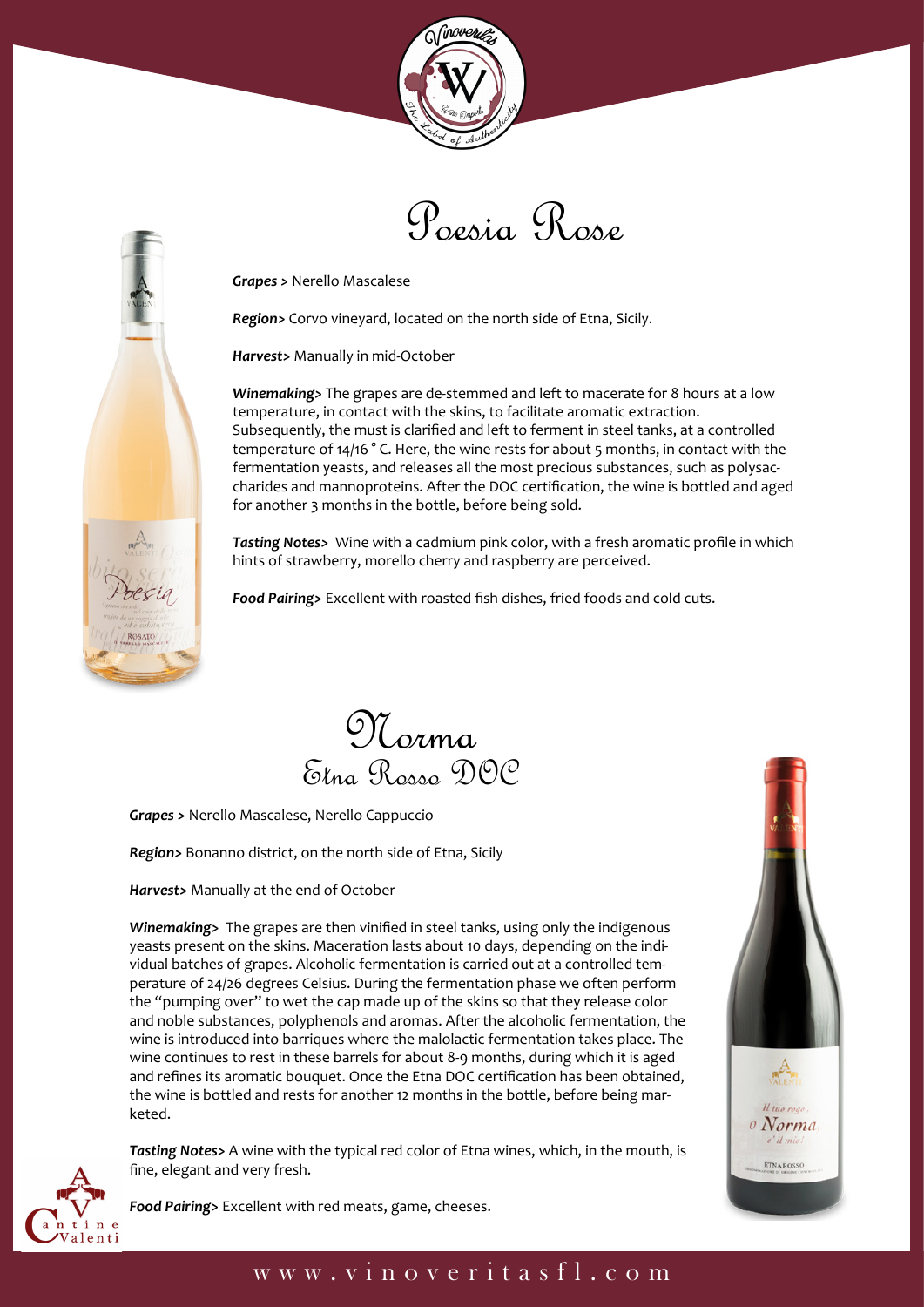# Poesia Rose

***Grapes >*** Nerello Mascalese

***Region>*** Corvo vineyard, located on the north side of Etna, Sicily.

***Harvest>*** Manually in mid-October

***Winemaking>*** The grapes are de-stemmed and left to macerate for 8 hours at a low temperature, in contact with the skins, to facilitate aromatic extraction. Subsequently, the must is clarified and left to ferment in steel tanks, at a controlled temperature of 14/16 ° C. Here, the wine rests for about 5 months, in contact with the fermentation yeasts, and releases all the most precious substances, such as polysaccharides and mannoproteins. After the DOC certification, the wine is bottled and aged for another 3 months in the bottle, before being sold.

***Tasting Notes>*** Wine with a cadmium pink color, with a fresh aromatic profile in which hints of strawberry, morello cherry and raspberry are perceived.

***Food Pairing>*** Excellent with roasted fish dishes, fried foods and cold cuts.

# Norma
## Etna Rosso DOC

***Grapes >*** Nerello Mascalese, Nerello Cappuccio

***Region>*** Bonanno district, on the north side of Etna, Sicily

***Harvest>*** Manually at the end of October

***Winemaking>*** The grapes are then vinified in steel tanks, using only the indigenous yeasts present on the skins. Maceration lasts about 10 days, depending on the individual batches of grapes. Alcoholic fermentation is carried out at a controlled temperature of 24/26 degrees Celsius. During the fermentation phase we often perform the "pumping over" to wet the cap made up of the skins so that they release color and noble substances, polyphenols and aromas. After the alcoholic fermentation, the wine is introduced into barriques where the malolactic fermentation takes place. The wine continues to rest in these barrels for about 8-9 months, during which it is aged and refines its aromatic bouquet. Once the Etna DOC certification has been obtained, the wine is bottled and rests for another 12 months in the bottle, before being marketed.

***Tasting Notes>*** A wine with the typical red color of Etna wines, which, in the mouth, is fine, elegant and very fresh.

***Food Pairing>*** Excellent with red meats, game, cheeses.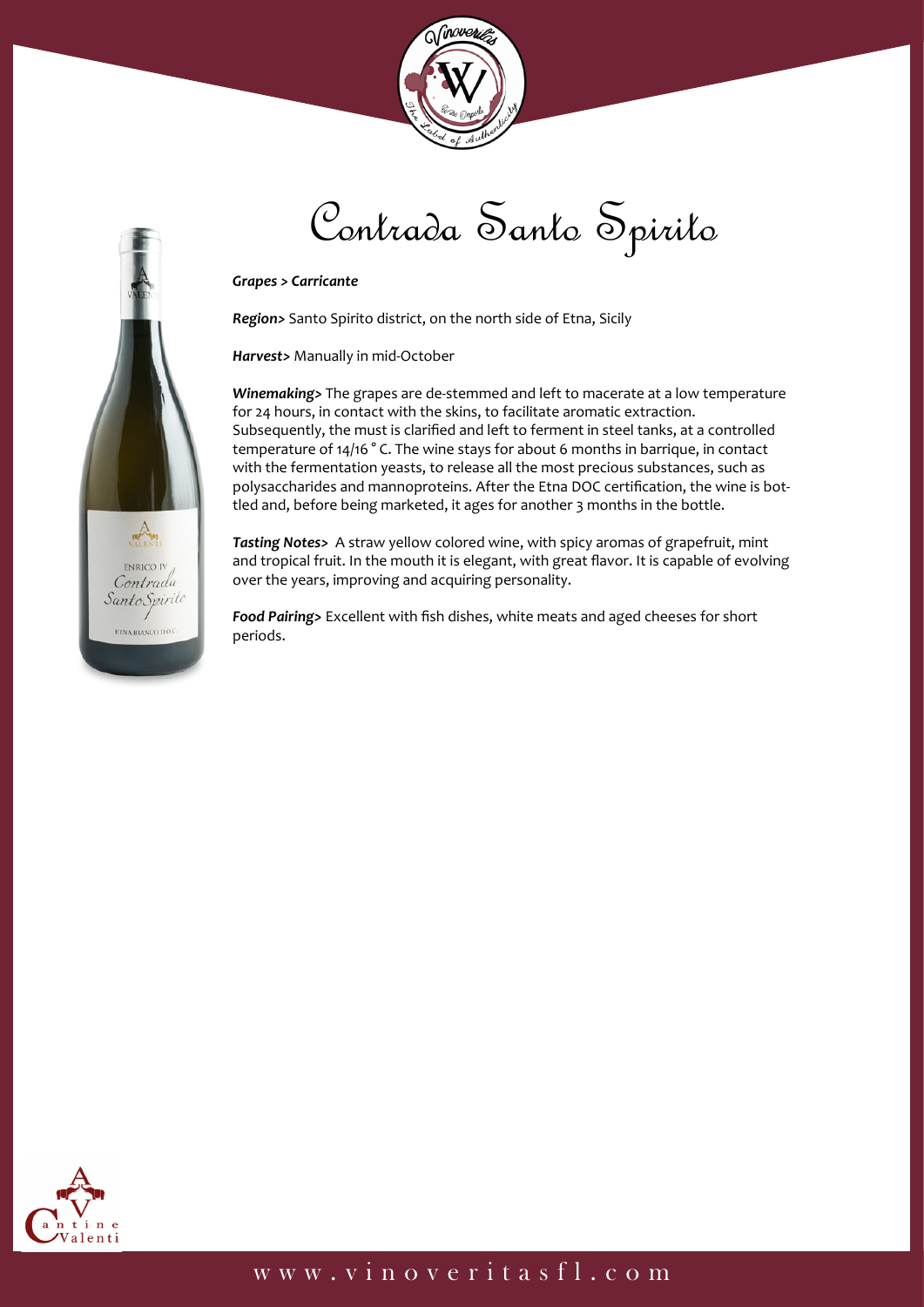# Contrada Santo Spirito

***Grapes > Carricante***

***Region>*** Santo Spirito district, on the north side of Etna, Sicily

***Harvest>*** Manually in mid-October

***Winemaking>*** The grapes are de-stemmed and left to macerate at a low temperature for 24 hours, in contact with the skins, to facilitate aromatic extraction. Subsequently, the must is clarified and left to ferment in steel tanks, at a controlled temperature of 14/16 ° C. The wine stays for about 6 months in barrique, in contact with the fermentation yeasts, to release all the most precious substances, such as polysaccharides and mannoproteins. After the Etna DOC certification, the wine is bottled and, before being marketed, it ages for another 3 months in the bottle.

***Tasting Notes>*** A straw yellow colored wine, with spicy aromas of grapefruit, mint and tropical fruit. In the mouth it is elegant, with great flavor. It is capable of evolving over the years, improving and acquiring personality.

***Food Pairing>*** Excellent with fish dishes, white meats and aged cheeses for short periods.

www.vinoveritasfl.com